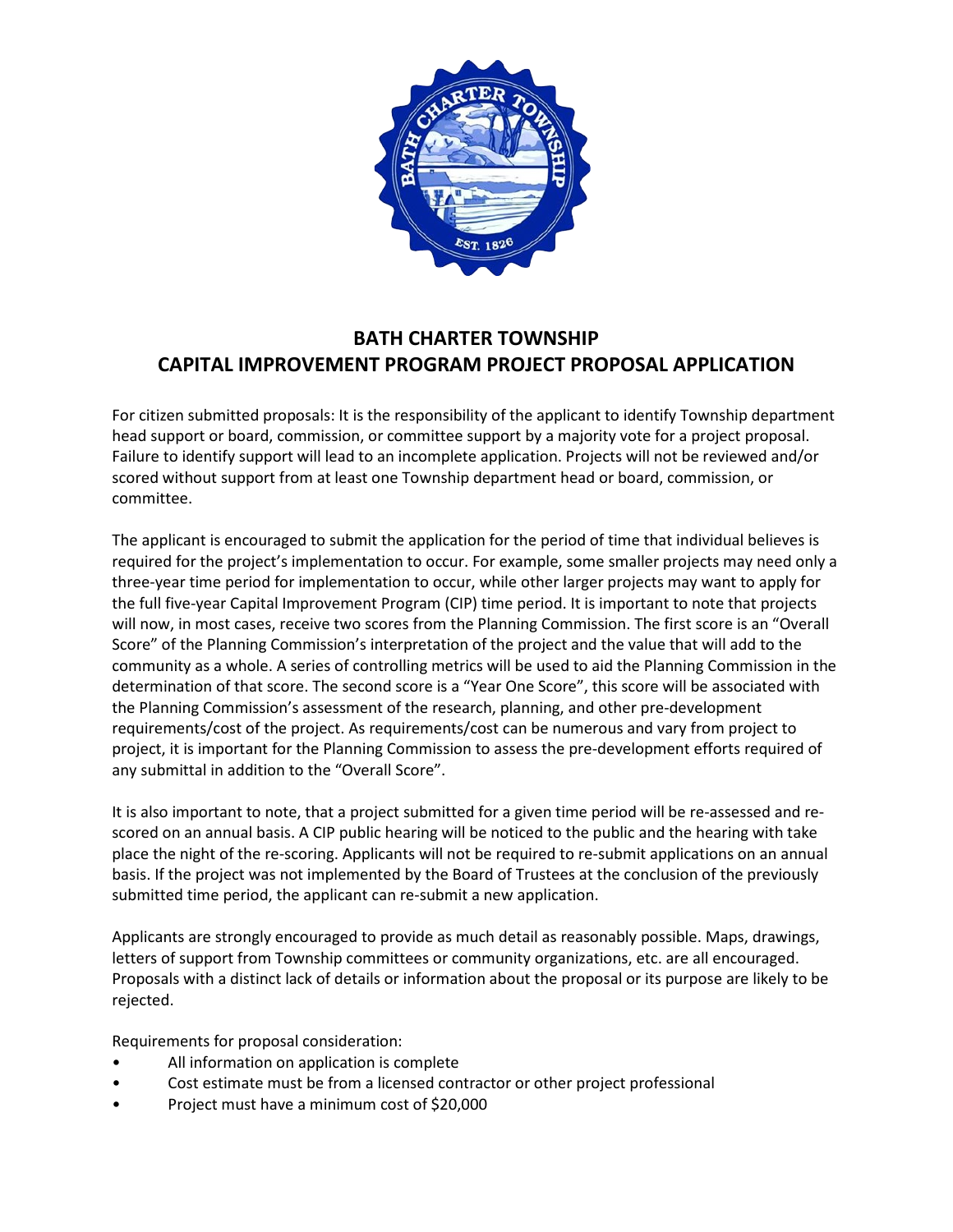# BATH CHARTER TOWNSHIP
# CAPITAL IMPROVEMENT PROGRAM PROJECT PROPOSAL APPLICATION

For citizen submitted proposals: It is the responsibility of the applicant to identify Township department head support or board, commission, or committee support by a majority vote for a project proposal. Failure to identify support will lead to an incomplete application. Projects will not be reviewed and/or scored without support from at least one Township department head or board, commission, or committee.

The applicant is encouraged to submit the application for the period of time that individual believes is required for the project's implementation to occur. For example, some smaller projects may need only a three-year time period for implementation to occur, while other larger projects may want to apply for the full five-year Capital Improvement Program (CIP) time period. It is important to note that projects will now, in most cases, receive two scores from the Planning Commission. The first score is an "Overall Score" of the Planning Commission's interpretation of the project and the value that will add to the community as a whole. A series of controlling metrics will be used to aid the Planning Commission in the determination of that score. The second score is a "Year One Score", this score will be associated with the Planning Commission's assessment of the research, planning, and other pre-development requirements/cost of the project. As requirements/cost can be numerous and vary from project to project, it is important for the Planning Commission to assess the pre-development efforts required of any submittal in addition to the "Overall Score".

It is also important to note, that a project submitted for a given time period will be re-assessed and re-scored on an annual basis. A CIP public hearing will be noticed to the public and the hearing with take place the night of the re-scoring. Applicants will not be required to re-submit applications on an annual basis. If the project was not implemented by the Board of Trustees at the conclusion of the previously submitted time period, the applicant can re-submit a new application.

Applicants are strongly encouraged to provide as much detail as reasonably possible. Maps, drawings, letters of support from Township committees or community organizations, etc. are all encouraged. Proposals with a distinct lack of details or information about the proposal or its purpose are likely to be rejected.

Requirements for proposal consideration:

- All information on application is complete
- Cost estimate must be from a licensed contractor or other project professional
- Project must have a minimum cost of $20,000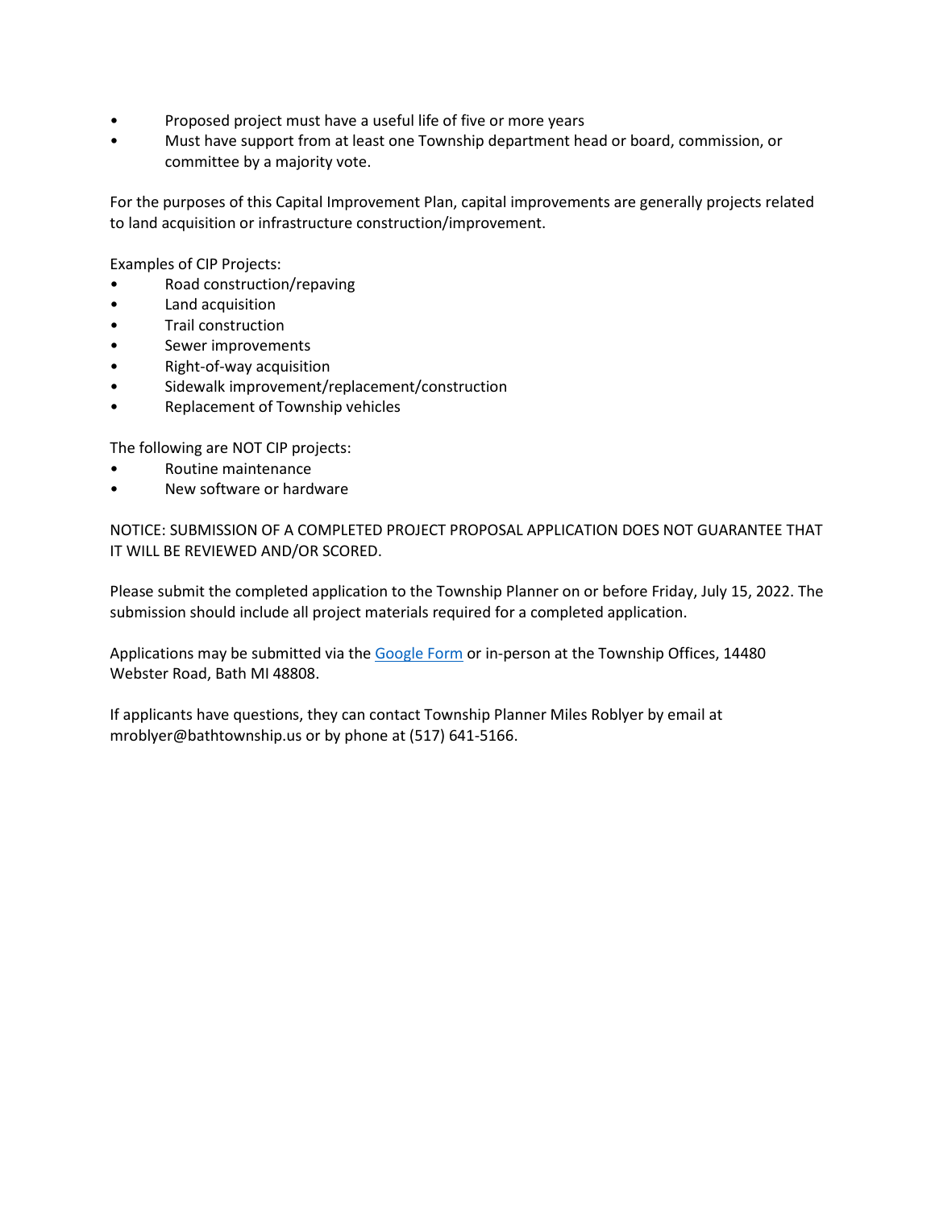- Proposed project must have a useful life of five or more years
- Must have support from at least one Township department head or board, commission, or committee by a majority vote.

For the purposes of this Capital Improvement Plan, capital improvements are generally projects related to land acquisition or infrastructure construction/improvement.

Examples of CIP Projects:

- Road construction/repaving
- Land acquisition
- Trail construction
- Sewer improvements
- Right-of-way acquisition
- Sidewalk improvement/replacement/construction
- Replacement of Township vehicles

The following are NOT CIP projects:

- Routine maintenance
- New software or hardware

NOTICE: SUBMISSION OF A COMPLETED PROJECT PROPOSAL APPLICATION DOES NOT GUARANTEE THAT IT WILL BE REVIEWED AND/OR SCORED.

Please submit the completed application to the Township Planner on or before Friday, July 15, 2022. The submission should include all project materials required for a completed application.

Applications may be submitted via the Google Form or in-person at the Township Offices, 14480 Webster Road, Bath MI 48808.

If applicants have questions, they can contact Township Planner Miles Roblyer by email at mroblyer@bathtownship.us or by phone at (517) 641-5166.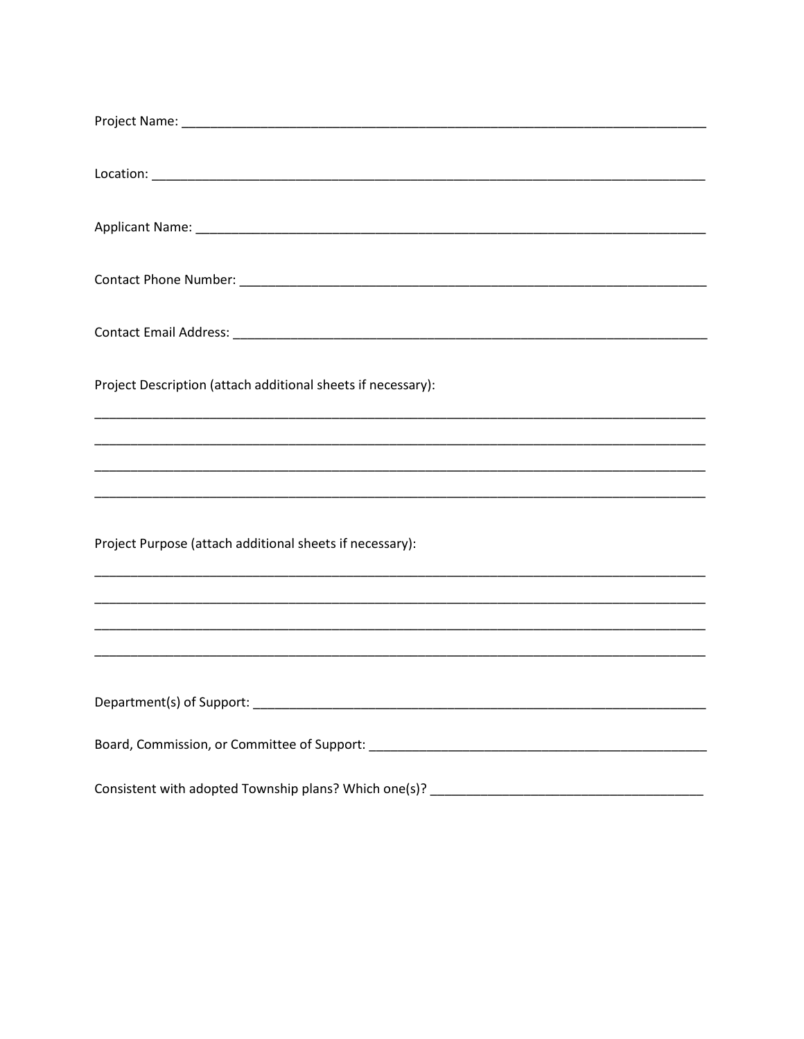Project Name: ___________________________________________________________________________

Location: ______________________________________________________________________________

Applicant Name: _________________________________________________________________________

Contact Phone Number: ____________________________________________________________________

Contact Email Address: ____________________________________________________________________

Project Description (attach additional sheets if necessary):

_________________________________________________________________________________________

_________________________________________________________________________________________

_________________________________________________________________________________________

_________________________________________________________________________________________

Project Purpose (attach additional sheets if necessary):

_________________________________________________________________________________________

_________________________________________________________________________________________

_________________________________________________________________________________________

_________________________________________________________________________________________

Department(s) of Support: __________________________________________________________________

Board, Commission, or Committee of Support: _________________________________________________

Consistent with adopted Township plans? Which one(s)? ______________________________________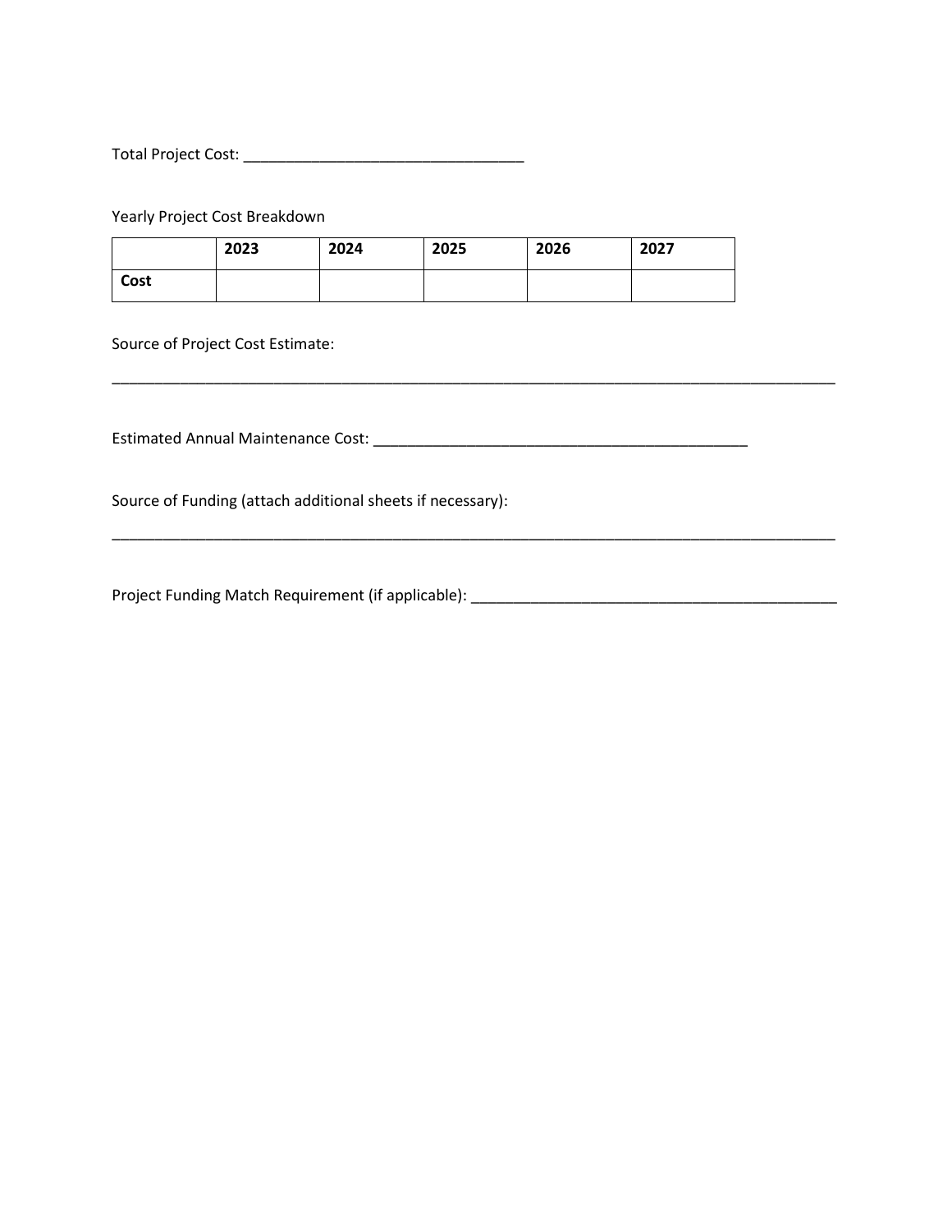Total Project Cost: _________________________________

Yearly Project Cost Breakdown

| | 2023 | 2024 | 2025 | 2026 | 2027 |
|---|---|---|---|---|---|
| **Cost** | | | | | |

Source of Project Cost Estimate:

___________________________________________________________________________________________

Estimated Annual Maintenance Cost: ______________________________________________

Source of Funding (attach additional sheets if necessary):

___________________________________________________________________________________________

Project Funding Match Requirement (if applicable): ____________________________________________